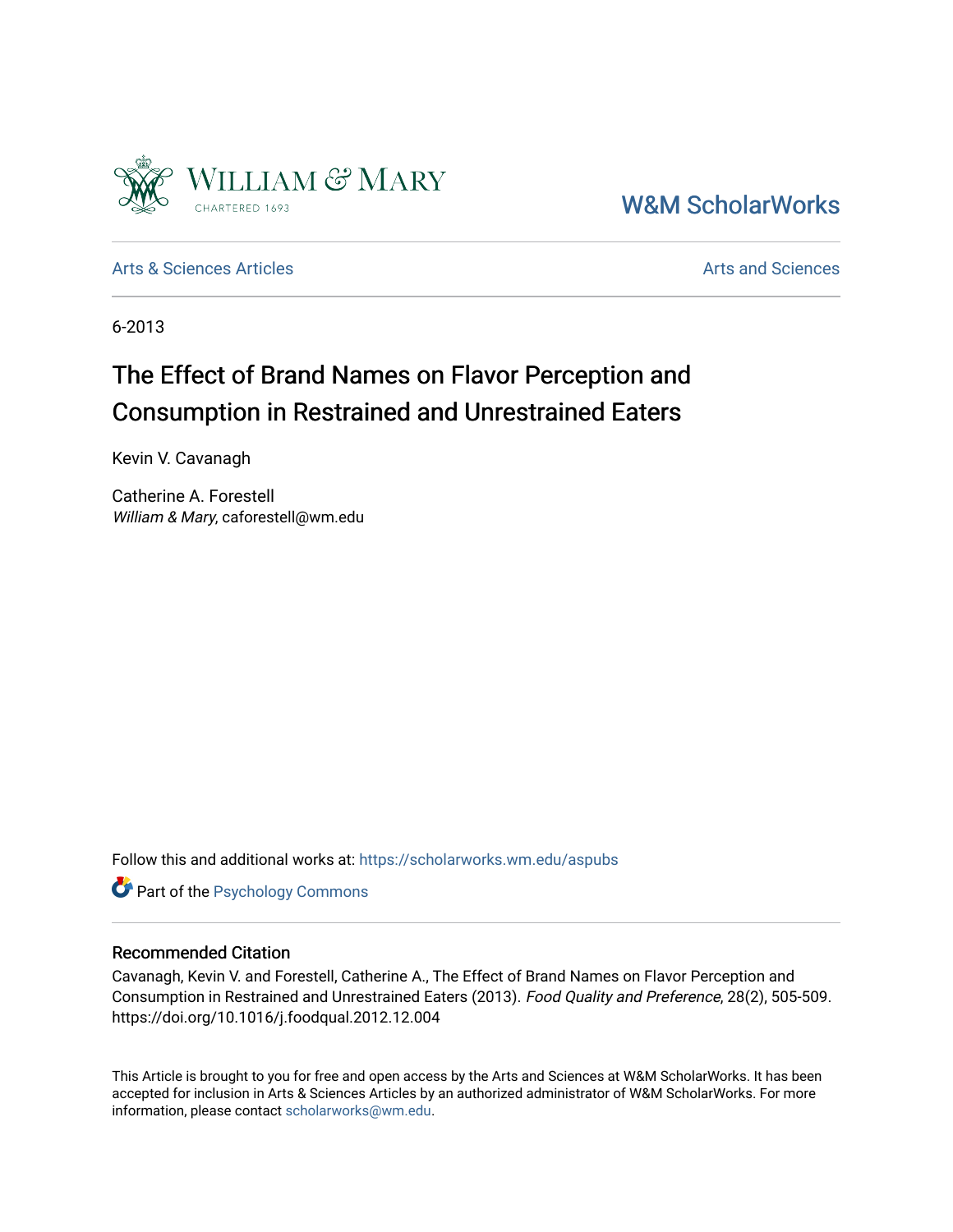William & Mary

CHARTERED 1693

W&M ScholarWorks

Arts & Sciences Articles

Arts and Sciences

6-2013

# The Effect of Brand Names on Flavor Perception and Consumption in Restrained and Unrestrained Eaters

Kevin V. Cavanagh

Catherine A. Forestell
*William & Mary*, caforestell@wm.edu

Follow this and additional works at: https://scholarworks.wm.edu/aspubs

Part of the Psychology Commons

## Recommended Citation

Cavanagh, Kevin V. and Forestell, Catherine A., The Effect of Brand Names on Flavor Perception and Consumption in Restrained and Unrestrained Eaters (2013). *Food Quality and Preference*, 28(2), 505-509. https://doi.org/10.1016/j.foodqual.2012.12.004

This Article is brought to you for free and open access by the Arts and Sciences at W&M ScholarWorks. It has been accepted for inclusion in Arts & Sciences Articles by an authorized administrator of W&M ScholarWorks. For more information, please contact scholarworks@wm.edu.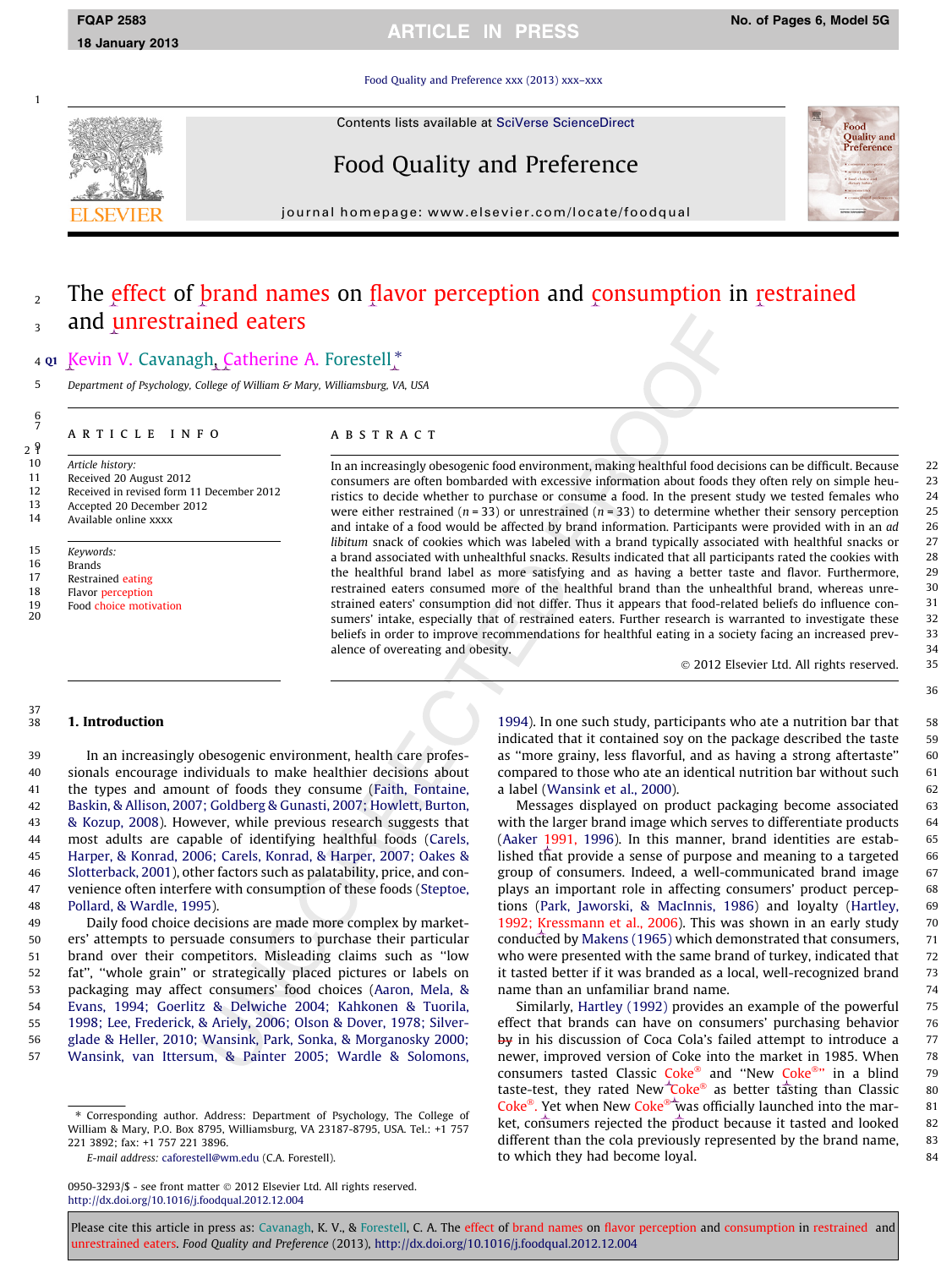# The effect of brand names on flavor perception and consumption in restrained and unrestrained eaters

Kevin V. Cavanagh, Catherine A. Forestell *

Department of Psychology, College of William & Mary, Williamsburg, VA, USA

## ARTICLE INFO

*Article history:*
Received 20 August 2012
Received in revised form 11 December 2012
Accepted 20 December 2012
Available online xxxx

*Keywords:*
Brands
Restrained eating
Flavor perception
Food choice motivation

## ABSTRACT

In an increasingly obesogenic food environment, making healthful food decisions can be difficult. Because consumers are often bombarded with excessive information about foods they often rely on simple heuristics to decide whether to purchase or consume a food. In the present study we tested females who were either restrained ($n = 33$) or unrestrained ($n = 33$) to determine whether their sensory perception and intake of a food would be affected by brand information. Participants were provided with in an *ad libitum* snack of cookies which was labeled with a brand typically associated with healthful snacks or a brand associated with unhealthful snacks. Results indicated that all participants rated the cookies with the healthful brand label as more satisfying and as having a better taste and flavor. Furthermore, restrained eaters consumed more of the healthful brand than the unhealthful brand, whereas unrestrained eaters' consumption did not differ. Thus it appears that food-related beliefs do influence consumers' intake, especially that of restrained eaters. Further research is warranted to investigate these beliefs in order to improve recommendations for healthful eating in a society facing an increased prevalence of overeating and obesity.

© 2012 Elsevier Ltd. All rights reserved.

## 1. Introduction

In an increasingly obesogenic environment, health care professionals encourage individuals to make healthier decisions about the types and amount of foods they consume (Faith, Fontaine, Baskin, & Allison, 2007; Goldberg & Gunasti, 2007; Howlett, Burton, & Kozup, 2008). However, while previous research suggests that most adults are capable of identifying healthful foods (Carels, Harper, & Konrad, 2006; Carels, Konrad, & Harper, 2007; Oakes & Slotterback, 2001), other factors such as palatability, price, and convenience often interfere with consumption of these foods (Steptoe, Pollard, & Wardle, 1995).

Daily food choice decisions are made more complex by marketers' attempts to persuade consumers to purchase their particular brand over their competitors. Misleading claims such as "low fat", "whole grain" or strategically placed pictures or labels on packaging may affect consumers' food choices (Aaron, Mela, & Evans, 1994; Goerlitz & Delwiche 2004; Kahkonen & Tuorila, 1998; Lee, Frederick, & Ariely, 2006; Olson & Dover, 1978; Silverglade & Heller, 2010; Wansink, Park, Sonka, & Morganosky 2000; Wansink, van Ittersum, & Painter 2005; Wardle & Solomons, 1994). In one such study, participants who ate a nutrition bar that indicated that it contained soy on the package described the taste as "more grainy, less flavorful, and as having a strong aftertaste" compared to those who ate an identical nutrition bar without such a label (Wansink et al., 2000).

Messages displayed on product packaging become associated with the larger brand image which serves to differentiate products (Aaker 1991, 1996). In this manner, brand identities are established that provide a sense of purpose and meaning to a targeted group of consumers. Indeed, a well-communicated brand image plays an important role in affecting consumers' product perceptions (Park, Jaworski, & MacInnis, 1986) and loyalty (Hartley, 1992; Kressmann et al., 2006). This was shown in an early study conducted by Makens (1965) which demonstrated that consumers, who were presented with the same brand of turkey, indicated that it tasted better if it was branded as a local, well-recognized brand name than an unfamiliar brand name.

Similarly, Hartley (1992) provides an example of the powerful effect that brands can have on consumers' purchasing behavior by in his discussion of Coca Cola's failed attempt to introduce a newer, improved version of Coke into the market in 1985. When consumers tasted Classic Coke® and "New Coke®" in a blind taste-test, they rated New Coke® as better tasting than Classic Coke®. Yet when New Coke® was officially launched into the market, consumers rejected the product because it tasted and looked different than the cola previously represented by the brand name, to which they had become loyal.

---

\* Corresponding author. Address: Department of Psychology, The College of William & Mary, P.O. Box 8795, Williamsburg, VA 23187-8795, USA. Tel.: +1 757 221 3892; fax: +1 757 221 3896.

*E-mail address:* caforestell@wm.edu (C.A. Forestell).

0950-3293/$ - see front matter © 2012 Elsevier Ltd. All rights reserved.
http://dx.doi.org/10.1016/j.foodqual.2012.12.004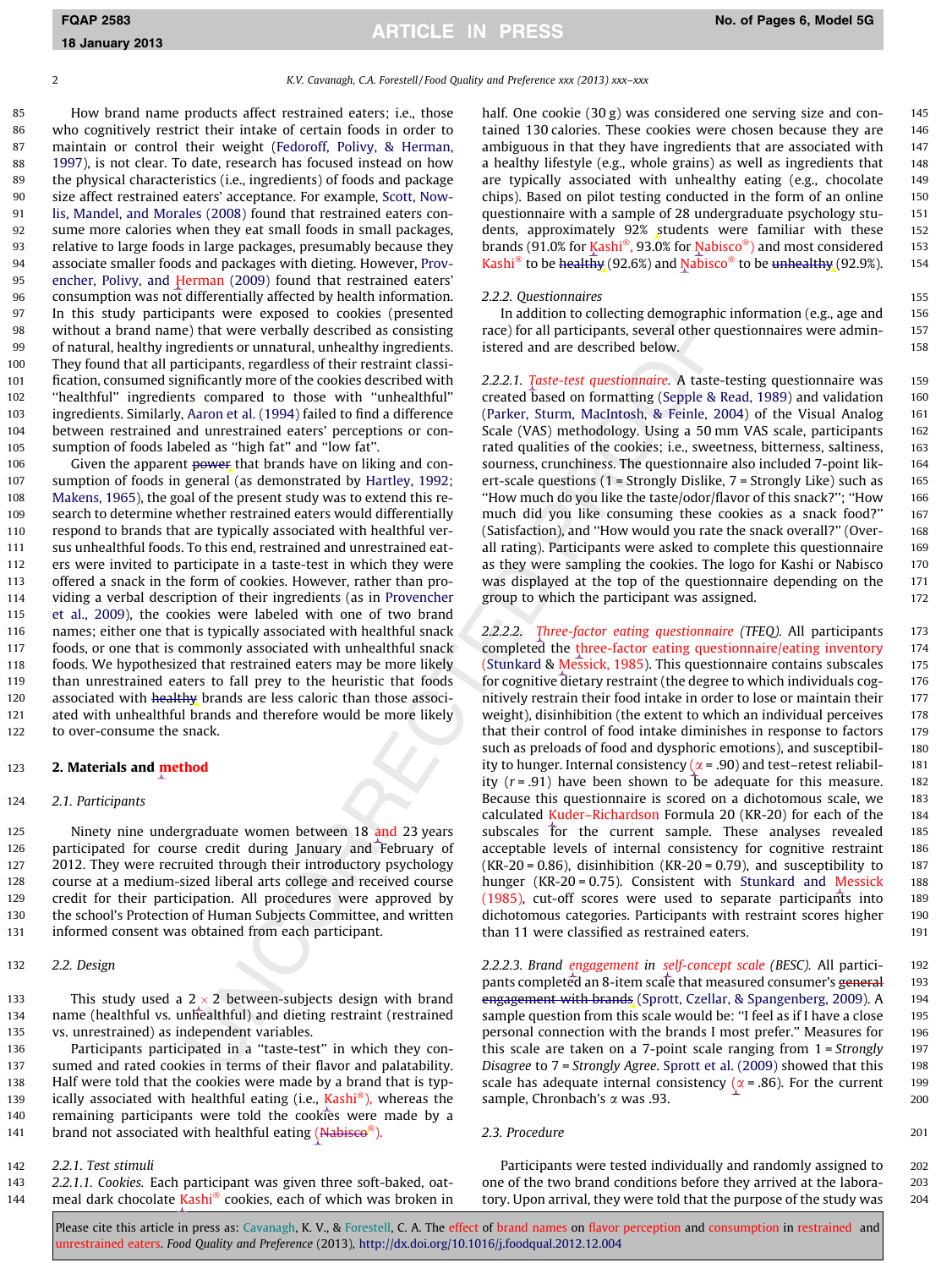How brand name products affect restrained eaters; i.e., those who cognitively restrict their intake of certain foods in order to maintain or control their weight (Fedoroff, Polivy, & Herman, 1997), is not clear. To date, research has focused instead on how the physical characteristics (i.e., ingredients) of foods and package size affect restrained eaters' acceptance. For example, Scott, Nowlis, Mandel, and Morales (2008) found that restrained eaters consume more calories when they eat small foods in small packages, relative to large foods in large packages, presumably because they associate smaller foods and packages with dieting. However, Provencher, Polivy, and Herman (2009) found that restrained eaters' consumption was not differentially affected by health information. In this study participants were exposed to cookies (presented without a brand name) that were verbally described as consisting of natural, healthy ingredients or unnatural, unhealthy ingredients. They found that all participants, regardless of their restraint classification, consumed significantly more of the cookies described with "healthful" ingredients compared to those with "unhealthful" ingredients. Similarly, Aaron et al. (1994) failed to find a difference between restrained and unrestrained eaters' perceptions or consumption of foods labeled as "high fat" and "low fat".

Given the apparent power that brands have on liking and consumption of foods in general (as demonstrated by Hartley, 1992; Makens, 1965), the goal of the present study was to extend this research to determine whether restrained eaters would differentially respond to brands that are typically associated with healthful versus unhealthful foods. To this end, restrained and unrestrained eaters were invited to participate in a taste-test in which they were offered a snack in the form of cookies. However, rather than providing a verbal description of their ingredients (as in Provencher et al., 2009), the cookies were labeled with one of two brand names; either one that is typically associated with healthful snack foods, or one that is commonly associated with unhealthful snack foods. We hypothesized that restrained eaters may be more likely than unrestrained eaters to fall prey to the heuristic that foods associated with healthy brands are less caloric than those associated with unhealthful brands and therefore would be more likely to over-consume the snack.

## 2. Materials and method

### 2.1. Participants

Ninety nine undergraduate women between 18 and 23 years participated for course credit during January and February of 2012. They were recruited through their introductory psychology course at a medium-sized liberal arts college and received course credit for their participation. All procedures were approved by the school's Protection of Human Subjects Committee, and written informed consent was obtained from each participant.

### 2.2. Design

This study used a 2 × 2 between-subjects design with brand name (healthful vs. unhealthful) and dieting restraint (restrained vs. unrestrained) as independent variables.

Participants participated in a "taste-test" in which they consumed and rated cookies in terms of their flavor and palatability. Half were told that the cookies were made by a brand that is typically associated with healthful eating (i.e., Kashi®), whereas the remaining participants were told the cookies were made by a brand not associated with healthful eating (Nabisco®).

#### 2.2.1. Test stimuli

*2.2.1.1. Cookies.* Each participant was given three soft-baked, oatmeal dark chocolate Kashi® cookies, each of which was broken in half. One cookie (30 g) was considered one serving size and contained 130 calories. These cookies were chosen because they are ambiguous in that they have ingredients that are associated with a healthy lifestyle (e.g., whole grains) as well as ingredients that are typically associated with unhealthy eating (e.g., chocolate chips). Based on pilot testing conducted in the form of an online questionnaire with a sample of 28 undergraduate psychology students, approximately 92% students were familiar with these brands (91.0% for Kashi®, 93.0% for Nabisco®) and most considered Kashi® to be healthy (92.6%) and Nabisco® to be unhealthy (92.9%).

#### 2.2.2. Questionnaires

In addition to collecting demographic information (e.g., age and race) for all participants, several other questionnaires were administered and are described below.

*2.2.2.1. Taste-test questionnaire.* A taste-testing questionnaire was created based on formatting (Sepple & Read, 1989) and validation (Parker, Sturm, MacIntosh, & Feinle, 2004) of the Visual Analog Scale (VAS) methodology. Using a 50 mm VAS scale, participants rated qualities of the cookies; i.e., sweetness, bitterness, saltiness, sourness, crunchiness. The questionnaire also included 7-point likert-scale questions (1 = Strongly Dislike, 7 = Strongly Like) such as "How much do you like the taste/odor/flavor of this snack?"; "How much did you like consuming these cookies as a snack food?" (Satisfaction), and "How would you rate the snack overall?" (Overall rating). Participants were asked to complete this questionnaire as they were sampling the cookies. The logo for Kashi or Nabisco was displayed at the top of the questionnaire depending on the group to which the participant was assigned.

*2.2.2.2. Three-factor eating questionnaire (TFEQ).* All participants completed the three-factor eating questionnaire/eating inventory (Stunkard & Messick, 1985). This questionnaire contains subscales for cognitive dietary restraint (the degree to which individuals cognitively restrain their food intake in order to lose or maintain their weight), disinhibition (the extent to which an individual perceives that their control of food intake diminishes in response to factors such as preloads of food and dysphoric emotions), and susceptibility to hunger. Internal consistency ($\alpha$ = .90) and test–retest reliability ($r$ = .91) have been shown to be adequate for this measure. Because this questionnaire is scored on a dichotomous scale, we calculated Kuder–Richardson Formula 20 (KR-20) for each of the subscales for the current sample. These analyses revealed acceptable levels of internal consistency for cognitive restraint (KR-20 = 0.86), disinhibition (KR-20 = 0.79), and susceptibility to hunger (KR-20 = 0.75). Consistent with Stunkard and Messick (1985), cut-off scores were used to separate participants into dichotomous categories. Participants with restraint scores higher than 11 were classified as restrained eaters.

*2.2.2.3. Brand engagement in self-concept scale (BESC).* All participants completed an 8-item scale that measured consumer's general engagement with brands (Sprott, Czellar, & Spangenberg, 2009). A sample question from this scale would be: "I feel as if I have a close personal connection with the brands I most prefer." Measures for this scale are taken on a 7-point scale ranging from 1 = *Strongly Disagree* to 7 = *Strongly Agree*. Sprott et al. (2009) showed that this scale has adequate internal consistency ($\alpha$ = .86). For the current sample, Chronbach's $\alpha$ was .93.

### 2.3. Procedure

Participants were tested individually and randomly assigned to one of the two brand conditions before they arrived at the laboratory. Upon arrival, they were told that the purpose of the study was

Please cite this article in press as: Cavanagh, K. V., & Forestell, C. A. The effect of brand names on flavor perception and consumption in restrained and unrestrained eaters. *Food Quality and Preference* (2013), http://dx.doi.org/10.1016/j.foodqual.2012.12.004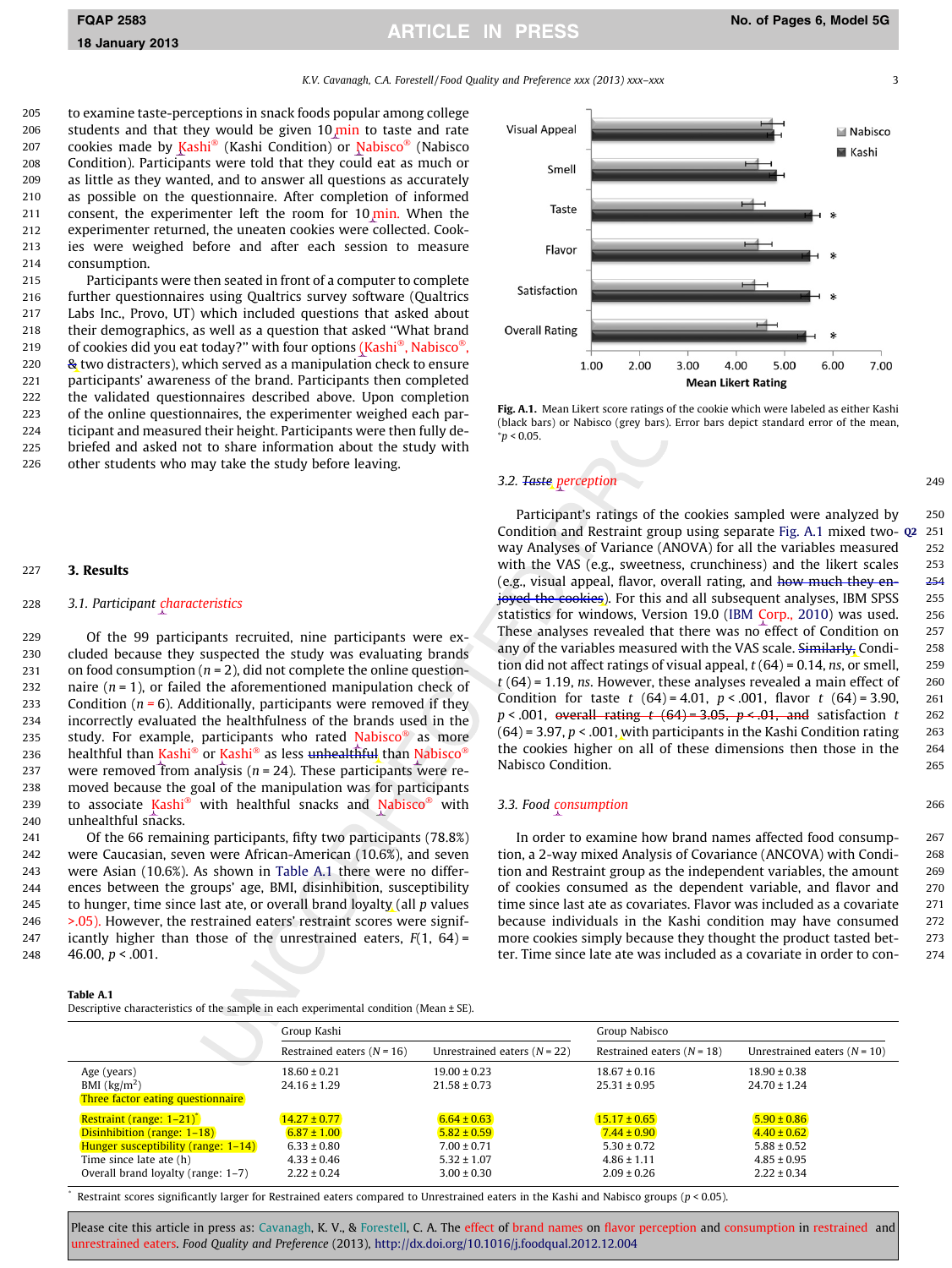to examine taste-perceptions in snack foods popular among college students and that they would be given 10 min to taste and rate cookies made by Kashi® (Kashi Condition) or Nabisco® (Nabisco Condition). Participants were told that they could eat as much or as little as they wanted, and to answer all questions as accurately as possible on the questionnaire. After completion of informed consent, the experimenter left the room for 10 min. When the experimenter returned, the uneaten cookies were collected. Cookies were weighed before and after each session to measure consumption.

Participants were then seated in front of a computer to complete further questionnaires using Qualtrics survey software (Qualtrics Labs Inc., Provo, UT) which included questions that asked about their demographics, as well as a question that asked "What brand of cookies did you eat today?" with four options (Kashi®, Nabisco®, & two distracters), which served as a manipulation check to ensure participants' awareness of the brand. Participants then completed the validated questionnaires described above. Upon completion of the online questionnaires, the experimenter weighed each participant and measured their height. Participants were then fully debriefed and asked not to share information about the study with other students who may take the study before leaving.

## 3. Results

### 3.1. Participant characteristics

Of the 99 participants recruited, nine participants were excluded because they suspected the study was evaluating brands on food consumption ($n = 2$), did not complete the online questionnaire ($n = 1$), or failed the aforementioned manipulation check of Condition ($n = 6$). Additionally, participants were removed if they incorrectly evaluated the healthfulness of the brands used in the study. For example, participants who rated Nabisco® as more healthful than Kashi® or Kashi® as less unhealthful than Nabisco® were removed from analysis ($n = 24$). These participants were removed because the goal of the manipulation was for participants to associate Kashi® with healthful snacks and Nabisco® with unhealthful snacks.

Of the 66 remaining participants, fifty two participants (78.8%) were Caucasian, seven were African-American (10.6%), and seven were Asian (10.6%). As shown in Table A.1 there were no differences between the groups' age, BMI, disinhibition, susceptibility to hunger, time since last ate, or overall brand loyalty (all $p$ values >.05). However, the restrained eaters' restraint scores were significantly higher than those of the unrestrained eaters, $F(1, 64) = 46.00$, $p < .001$.

Visual Appeal
Smell
Taste
Flavor
Satisfaction
Overall Rating
Nabisco
Kashi
\*
\*
\*
\*
1.00 2.00 3.00 4.00 5.00 6.00 7.00
Mean Likert Rating

**Fig. A.1.** Mean Likert score ratings of the cookie which were labeled as either Kashi (black bars) or Nabisco (grey bars). Error bars depict standard error of the mean, \*$p < 0.05$.

### 3.2. Taste perception

Participant's ratings of the cookies sampled were analyzed by Condition and Restraint group using separate Fig. A.1 mixed two-way Analyses of Variance (ANOVA) for all the variables measured with the VAS (e.g., sweetness, crunchiness) and the likert scales (e.g., visual appeal, flavor, overall rating, and how much they enjoyed the cookies). For this and all subsequent analyses, IBM SPSS statistics for windows, Version 19.0 (IBM Corp., 2010) was used. These analyses revealed that there was no effect of Condition on any of the variables measured with the VAS scale. Similarly, Condition did not affect ratings of visual appeal, $t(64) = 0.14$, *ns*, or smell, $t(64) = 1.19$, *ns*. However, these analyses revealed a main effect of Condition for taste $t(64) = 4.01$, $p < .001$, flavor $t(64) = 3.90$, $p < .001$, overall rating $t(64) = 3.05$, $p < .01$, and satisfaction $t(64) = 3.97$, $p < .001$, with participants in the Kashi Condition rating the cookies higher on all of these dimensions then those in the Nabisco Condition.

### 3.3. Food consumption

In order to examine how brand names affected food consumption, a 2-way mixed Analysis of Covariance (ANCOVA) with Condition and Restraint group as the independent variables, the amount of cookies consumed as the dependent variable, and flavor and time since last ate as covariates. Flavor was included as a covariate because individuals in the Kashi condition may have consumed more cookies simply because they thought the product tasted better. Time since late ate was included as a covariate in order to con-

**Table A.1**
Descriptive characteristics of the sample in each experimental condition (Mean ± SE).

| | Group Kashi | | Group Nabisco | |
|---|---|---|---|---|
| | Restrained eaters ($N = 16$) | Unrestrained eaters ($N = 22$) | Restrained eaters ($N = 18$) | Unrestrained eaters ($N = 10$) |
| Age (years) | 18.60 ± 0.21 | 19.00 ± 0.23 | 18.67 ± 0.16 | 18.90 ± 0.38 |
| BMI (kg/m$^2$) | 24.16 ± 1.29 | 21.58 ± 0.73 | 25.31 ± 0.95 | 24.70 ± 1.24 |
| Three factor eating questionnaire | | | | |
| Restraint (range: 1–21)\* | 14.27 ± 0.77 | 6.64 ± 0.63 | 15.17 ± 0.65 | 5.90 ± 0.86 |
| Disinhibition (range: 1–18) | 6.87 ± 1.00 | 5.82 ± 0.59 | 7.44 ± 0.90 | 4.40 ± 0.62 |
| Hunger susceptibility (range: 1–14) | 6.33 ± 0.80 | 7.00 ± 0.71 | 5.30 ± 0.72 | 5.88 ± 0.52 |
| Time since late ate (h) | 4.33 ± 0.46 | 5.32 ± 1.07 | 4.86 ± 1.11 | 4.85 ± 0.95 |
| Overall brand loyalty (range: 1–7) | 2.22 ± 0.24 | 3.00 ± 0.30 | 2.09 ± 0.26 | 2.22 ± 0.34 |

\* Restraint scores significantly larger for Restrained eaters compared to Unrestrained eaters in the Kashi and Nabisco groups ($p < 0.05$).

Please cite this article in press as: Cavanagh, K. V., & Forestell, C. A. The effect of brand names on flavor perception and consumption in restrained and unrestrained eaters. *Food Quality and Preference* (2013), http://dx.doi.org/10.1016/j.foodqual.2012.12.004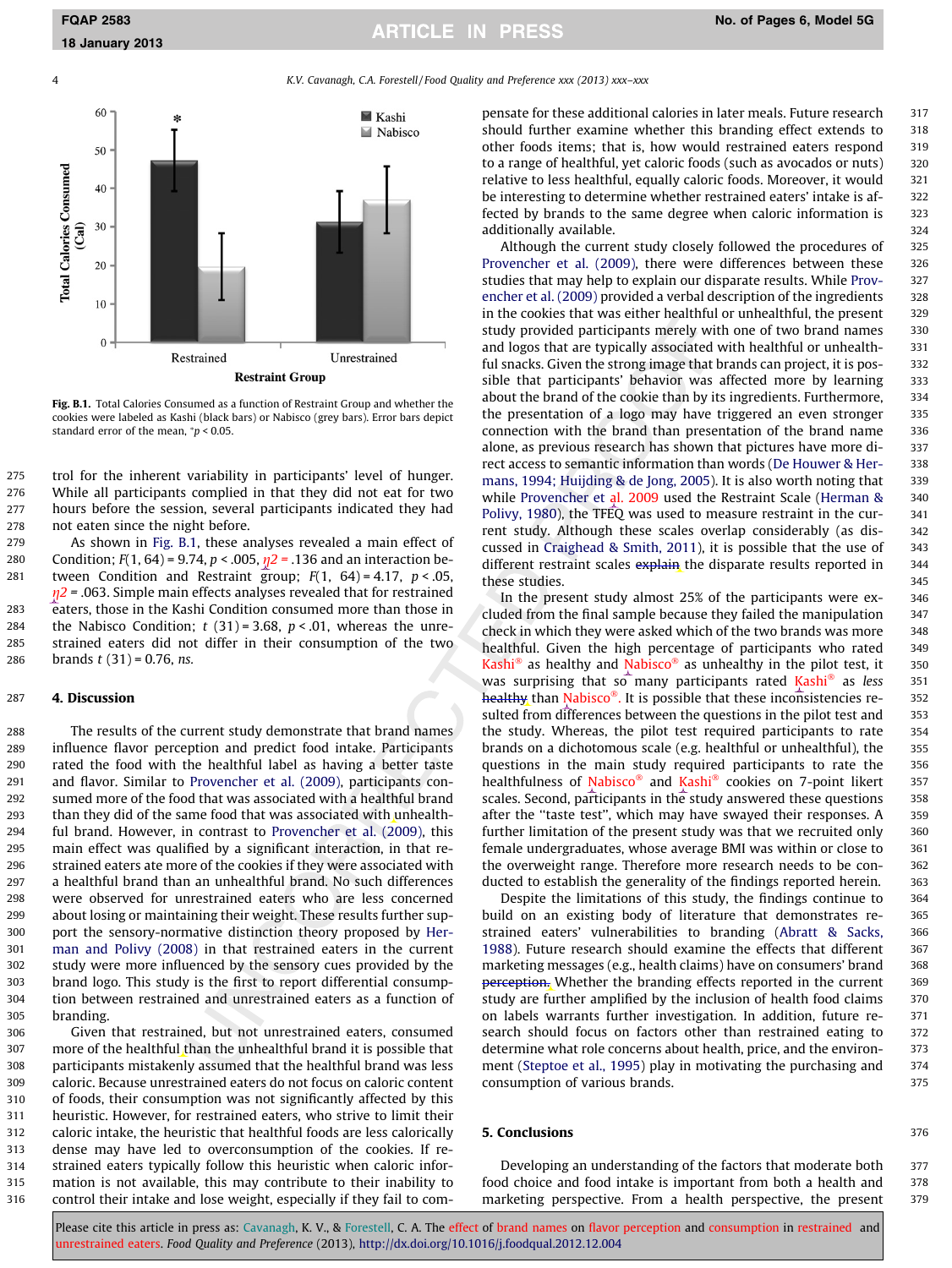60

50

40

30

20

10

0

Total Calories Consumed (Cal)

*

Kashi

Nabisco

Restrained

Unrestrained

Restraint Group

**Fig. B.1.** Total Calories Consumed as a function of Restraint Group and whether the cookies were labeled as Kashi (black bars) or Nabisco (grey bars). Error bars depict standard error of the mean, $^*p < 0.05$.

trol for the inherent variability in participants' level of hunger. While all participants complied in that they did not eat for two hours before the session, several participants indicated they had not eaten since the night before.

As shown in Fig. B.1, these analyses revealed a main effect of Condition; $F(1, 64) = 9.74$, $p < .005$, $\eta 2 = .136$ and an interaction between Condition and Restraint group; $F(1, 64) = 4.17$, $p < .05$, $\eta 2 = .063$. Simple main effects analyses revealed that for restrained eaters, those in the Kashi Condition consumed more than those in the Nabisco Condition; $t(31) = 3.68$, $p < .01$, whereas the unrestrained eaters did not differ in their consumption of the two brands $t(31) = 0.76$, *ns*.

## 4. Discussion

The results of the current study demonstrate that brand names influence flavor perception and predict food intake. Participants rated the food with the healthful label as having a better taste and flavor. Similar to Provencher et al. (2009), participants consumed more of the food that was associated with a healthful brand than they did of the same food that was associated with unhealthful brand. However, in contrast to Provencher et al. (2009), this main effect was qualified by a significant interaction, in that restrained eaters ate more of the cookies if they were associated with a healthful brand than an unhealthful brand. No such differences were observed for unrestrained eaters who are less concerned about losing or maintaining their weight. These results further support the sensory-normative distinction theory proposed by Herman and Polivy (2008) in that restrained eaters in the current study were more influenced by the sensory cues provided by the brand logo. This study is the first to report differential consumption between restrained and unrestrained eaters as a function of branding.

Given that restrained, but not unrestrained eaters, consumed more of the healthful than the unhealthful brand it is possible that participants mistakenly assumed that the healthful brand was less caloric. Because unrestrained eaters do not focus on caloric content of foods, their consumption was not significantly affected by this heuristic. However, for restrained eaters, who strive to limit their caloric intake, the heuristic that healthful foods are less calorically dense may have led to overconsumption of the cookies. If restrained eaters typically follow this heuristic when caloric information is not available, this may contribute to their inability to control their intake and lose weight, especially if they fail to compensate for these additional calories in later meals. Future research should further examine whether this branding effect extends to other foods items; that is, how would restrained eaters respond to a range of healthful, yet caloric foods (such as avocados or nuts) relative to less healthful, equally caloric foods. Moreover, it would be interesting to determine whether restrained eaters' intake is affected by brands to the same degree when caloric information is additionally available.

Although the current study closely followed the procedures of Provencher et al. (2009), there were differences between these studies that may help to explain our disparate results. While Provencher et al. (2009) provided a verbal description of the ingredients in the cookies that was either healthful or unhealthful, the present study provided participants merely with one of two brand names and logos that are typically associated with healthful or unhealthful snacks. Given the strong image that brands can project, it is possible that participants' behavior was affected more by learning about the brand of the cookie than by its ingredients. Furthermore, the presentation of a logo may have triggered an even stronger connection with the brand than presentation of the brand name alone, as previous research has shown that pictures have more direct access to semantic information than words (De Houwer & Hermans, 1994; Huijding & de Jong, 2005). It is also worth noting that while Provencher et al. 2009 used the Restraint Scale (Herman & Polivy, 1980), the TFEQ was used to measure restraint in the current study. Although these scales overlap considerably (as discussed in Craighead & Smith, 2011), it is possible that the use of different restraint scales explain the disparate results reported in these studies.

In the present study almost 25% of the participants were excluded from the final sample because they failed the manipulation check in which they were asked which of the two brands was more healthful. Given the high percentage of participants who rated Kashi® as healthy and Nabisco® as unhealthy in the pilot test, it was surprising that so many participants rated Kashi® as *less* healthy than Nabisco®. It is possible that these inconsistencies resulted from differences between the questions in the pilot test and the study. Whereas, the pilot test required participants to rate brands on a dichotomous scale (e.g. healthful or unhealthful), the questions in the main study required participants to rate the healthfulness of Nabisco® and Kashi® cookies on 7-point likert scales. Second, participants in the study answered these questions after the "taste test", which may have swayed their responses. A further limitation of the present study was that we recruited only female undergraduates, whose average BMI was within or close to the overweight range. Therefore more research needs to be conducted to establish the generality of the findings reported herein.

Despite the limitations of this study, the findings continue to build on an existing body of literature that demonstrates restrained eaters' vulnerabilities to branding (Abratt & Sacks, 1988). Future research should examine the effects that different marketing messages (e.g., health claims) have on consumers' brand perception. Whether the branding effects reported in the current study are further amplified by the inclusion of health food claims on labels warrants further investigation. In addition, future research should focus on factors other than restrained eating to determine what role concerns about health, price, and the environment (Steptoe et al., 1995) play in motivating the purchasing and consumption of various brands.

## 5. Conclusions

Developing an understanding of the factors that moderate both food choice and food intake is important from both a health and marketing perspective. From a health perspective, the present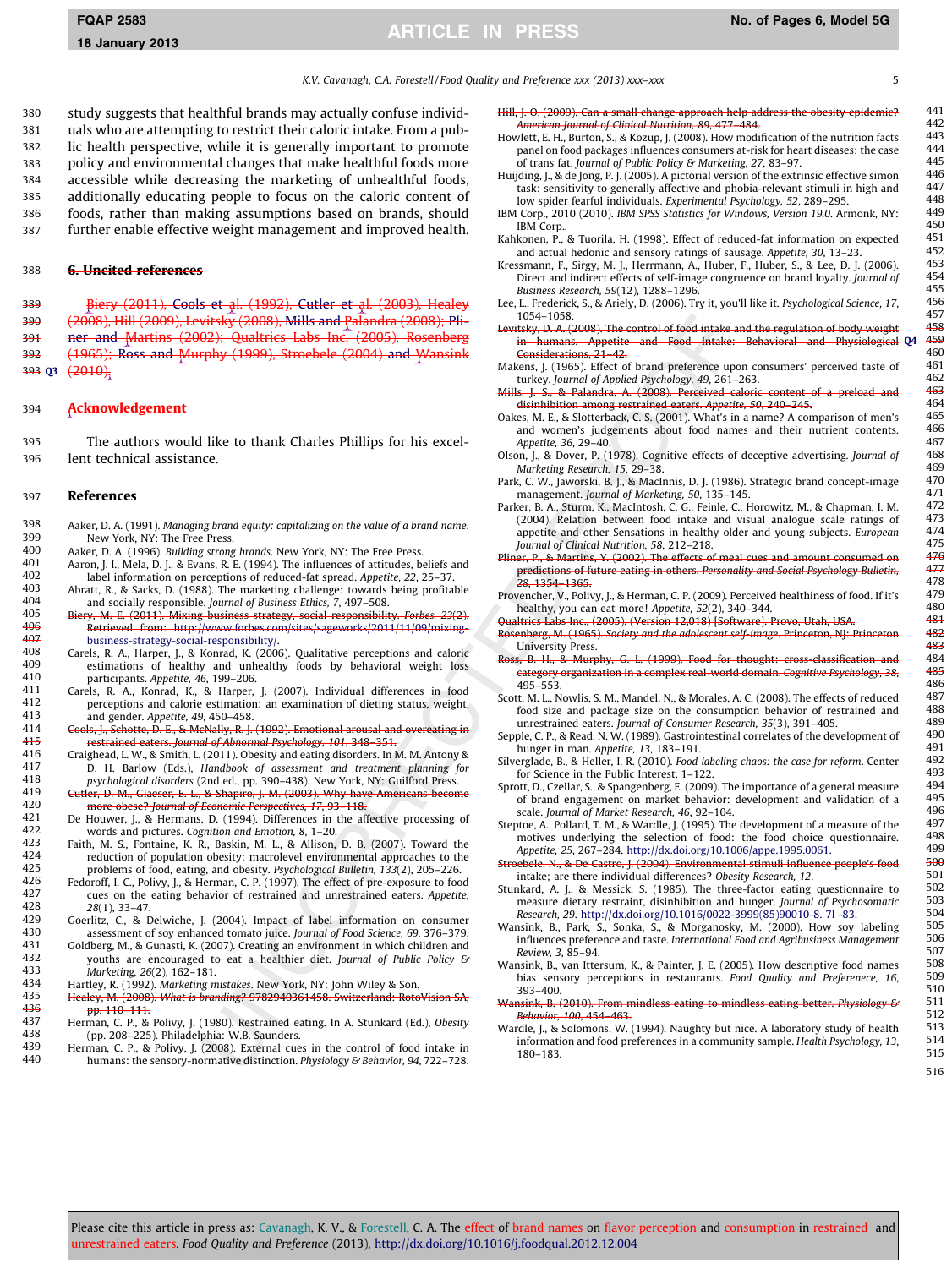study suggests that healthful brands may actually confuse individuals who are attempting to restrict their caloric intake. From a public health perspective, while it is generally important to promote policy and environmental changes that make healthful foods more accessible while decreasing the marketing of unhealthful foods, additionally educating people to focus on the caloric content of foods, rather than making assumptions based on brands, should further enable effective weight management and improved health.

## 6. Uncited references

Biery (2011), Cools et al. (1992), Cutler et al. (2003), Healey (2008), Hill (2009), Levitsky (2008), Mills and Palandra (2008); Pliner and Martins (2002); Qualtrics Labs Inc. (2005), Rosenberg (1965); Ross and Murphy (1999), Stroebele (2004) and Wansink (2010).

## Acknowledgement

The authors would like to thank Charles Phillips for his excellent technical assistance.

## References

Aaker, D. A. (1991). *Managing brand equity: capitalizing on the value of a brand name*. New York, NY: The Free Press.

Aaker, D. A. (1996). *Building strong brands*. New York, NY: The Free Press.

Aaron, J. I., Mela, D. J., & Evans, R. E. (1994). The influences of attitudes, beliefs and label information on perceptions of reduced-fat spread. *Appetite, 22*, 25–37.

Abratt, R., & Sacks, D. (1988). The marketing challenge: towards being profitable and socially responsible. *Journal of Business Ethics, 7*, 497–508.

Biery, M. E. (2011). Mixing business strategy, social responsibility. *Forbes, 23*(2). Retrieved from: http://www.forbes.com/sites/sageworks/2011/11/09/mixing-business-strategy-social-responsibility/.

Carels, R. A., Harper, J., & Konrad, K. (2006). Qualitative perceptions and caloric estimations of healthy and unhealthy foods by behavioral weight loss participants. *Appetite, 46*, 199–206.

Carels, R. A., Konrad, K., & Harper, J. (2007). Individual differences in food perceptions and calorie estimation: an examination of dieting status, weight, and gender. *Appetite, 49*, 450–458.

Cools, J., Schotte, D. E., & McNally, R. J. (1992). Emotional arousal and overeating in restrained eaters. *Journal of Abnormal Psychology, 101*, 348–351.

Craighead, L. W., & Smith, L. (2011). Obesity and eating disorders. In M. M. Antony & D. H. Barlow (Eds.), *Handbook of assessment and treatment planning for psychological disorders* (2nd ed., pp. 390–438). New York, NY: Guilford Press.

Cutler, D. M., Glaeser, E. L., & Shapiro, J. M. (2003). Why have Americans become more obese? *Journal of Economic Perspectives, 17*, 93–118.

De Houwer, J., & Hermans, D. (1994). Differences in the affective processing of words and pictures. *Cognition and Emotion, 8*, 1–20.

Faith, M. S., Fontaine, K. R., Baskin, M. L., & Allison, D. B. (2007). Toward the reduction of population obesity: macrolevel environmental approaches to the problems of food, eating, and obesity. *Psychological Bulletin, 133*(2), 205–226.

Fedoroff, I. C., Polivy, J., & Herman, C. P. (1997). The effect of pre-exposure to food cues on the eating behavior of restrained and unrestrained eaters. *Appetite, 28*(1), 33–47.

Goerlitz, C., & Delwiche, J. (2004). Impact of label information on consumer assessment of soy enhanced tomato juice. *Journal of Food Science, 69*, 376–379.

Goldberg, M., & Gunasti, K. (2007). Creating an environment in which children and youths are encouraged to eat a healthier diet. *Journal of Public Policy & Marketing, 26*(2), 162–181.

Hartley, R. (1992). *Marketing mistakes*. New York, NY: John Wiley & Son.

Healey, M. (2008). *What is branding?* 9782940361458. Switzerland: RotoVision SA, pp. 110–111.

Herman, C. P., & Polivy, J. (1980). Restrained eating. In A. Stunkard (Ed.), *Obesity* (pp. 208–225). Philadelphia: W.B. Saunders.

Herman, C. P., & Polivy, J. (2008). External cues in the control of food intake in humans: the sensory-normative distinction. *Physiology & Behavior, 94*, 722–728.

Hill, J. O. (2009). Can a small-change approach help address the obesity epidemic? *American Journal of Clinical Nutrition, 89*, 477–484.

Howlett, E. H., Burton, S., & Kozup, J. (2008). How modification of the nutrition facts panel on food packages influences consumers at-risk for heart diseases: the case of trans fat. *Journal of Public Policy & Marketing, 27*, 83–97.

Huijding, J., & de Jong, P. J. (2005). A pictorial version of the extrinsic effective simon task: sensitivity to generally affective and phobia-relevant stimuli in high and low spider fearful individuals. *Experimental Psychology, 52*, 289–295.

IBM Corp., 2010 (2010). *IBM SPSS Statistics for Windows, Version 19.0*. Armonk, NY: IBM Corp..

Kahkonen, P., & Tuorila, H. (1998). Effect of reduced-fat information on expected and actual hedonic and sensory ratings of sausage. *Appetite, 30*, 13–23.

Kressmann, F., Sirgy, M. J., Herrmann, A., Huber, F., Huber, S., & Lee, D. J. (2006). Direct and indirect effects of self-image congruence on brand loyalty. *Journal of Business Research, 59*(12), 1288–1296.

Lee, L., Frederick, S., & Ariely, D. (2006). Try it, you'll like it. *Psychological Science, 17*, 1054–1058.

Levitsky, D. A. (2008). The control of food intake and the regulation of body weight in humans. Appetite and Food Intake: Behavioral and Physiological Considerations, 21–42.

Makens, J. (1965). Effect of brand preference upon consumers' perceived taste of turkey. *Journal of Applied Psychology, 49*, 261–263.

Mills, J. S., & Palandra, A. (2008). Perceived caloric content of a preload and disinhibition among restrained eaters. *Appetite, 50*, 240–245.

Oakes, M. E., & Slotterback, C. S. (2001). What's in a name? A comparison of men's and women's judgements about food names and their nutrient contents. *Appetite, 36*, 29–40.

Olson, J., & Dover, P. (1978). Cognitive effects of deceptive advertising. *Journal of Marketing Research, 15*, 29–38.

Park, C. W., Jaworski, B. J., & MacInnis, D. J. (1986). Strategic brand concept-image management. *Journal of Marketing, 50*, 135–145.

Parker, B. A., Sturm, K., MacIntosh, C. G., Feinle, C., Horowitz, M., & Chapman, I. M. (2004). Relation between food intake and visual analogue scale ratings of appetite and other Sensations in healthy older and young subjects. *European Journal of Clinical Nutrition, 58*, 212–218.

Pliner, P., & Martins, Y. (2002). The effects of meal cues and amount consumed on predictions of future eating in others. *Personality and Social Psychology Bulletin, 28*, 1354–1365.

Provencher, V., Polivy, J., & Herman, C. P. (2009). Perceived healthiness of food. If it's healthy, you can eat more! *Appetite, 52*(2), 340–344.

Qualtrics Labs Inc., (2005). (Version 12,018) [Software]. Provo, Utah, USA.

Rosenberg, M. (1965). *Society and the adolescent self-image*. Princeton, NJ: Princeton University Press.

Ross, B. H., & Murphy, G. L. (1999). Food for thought: cross-classification and category organization in a complex real-world domain. *Cognitive Psychology, 38*, 495–553.

Scott, M. L., Nowlis, S. M., Mandel, N., & Morales, A. C. (2008). The effects of reduced food size and package size on the consumption behavior of restrained and unrestrained eaters. *Journal of Consumer Research, 35*(3), 391–405.

Sepple, C. P., & Read, N. W. (1989). Gastrointestinal correlates of the development of hunger in man. *Appetite, 13*, 183–191.

Silverglade, B., & Heller, I. R. (2010). *Food labeling chaos: the case for reform*. Center for Science in the Public Interest. 1–122.

Sprott, D., Czellar, S., & Spangenberg, E. (2009). The importance of a general measure of brand engagement on market behavior: development and validation of a scale. *Journal of Market Research, 46*, 92–104.

Steptoe, A., Pollard, T. M., & Wardle, J. (1995). The development of a measure of the motives underlying the selection of food: the food choice questionnaire. *Appetite, 25*, 267–284. http://dx.doi.org/10.1006/appe.1995.0061.

Stroebele, N., & De Castro, J. (2004). Environmental stimuli influence people's food intake; are there individual differences? *Obesity Research, 12*.

Stunkard, A. J., & Messick, S. (1985). The three-factor eating questionnaire to measure dietary restraint, disinhibition and hunger. *Journal of Psychosomatic Research, 29*. http://dx.doi.org/10.1016/0022-3999(85)90010-8. 71 -83.

Wansink, B., Park, S., Sonka, S., & Morganosky, M. (2000). How soy labeling influences preference and taste. *International Food and Agribusiness Management Review, 3*, 85–94.

Wansink, B., van Ittersum, K., & Painter, J. E. (2005). How descriptive food names bias sensory perceptions in restaurants. *Food Quality and Preference, 16*, 393–400.

Wansink, B. (2010). From mindless eating to mindless eating better. *Physiology & Behavior, 100*, 454–463.

Wardle, J., & Solomons, W. (1994). Naughty but nice. A laboratory study of health information and food preferences in a community sample. *Health Psychology, 13*, 180–183.